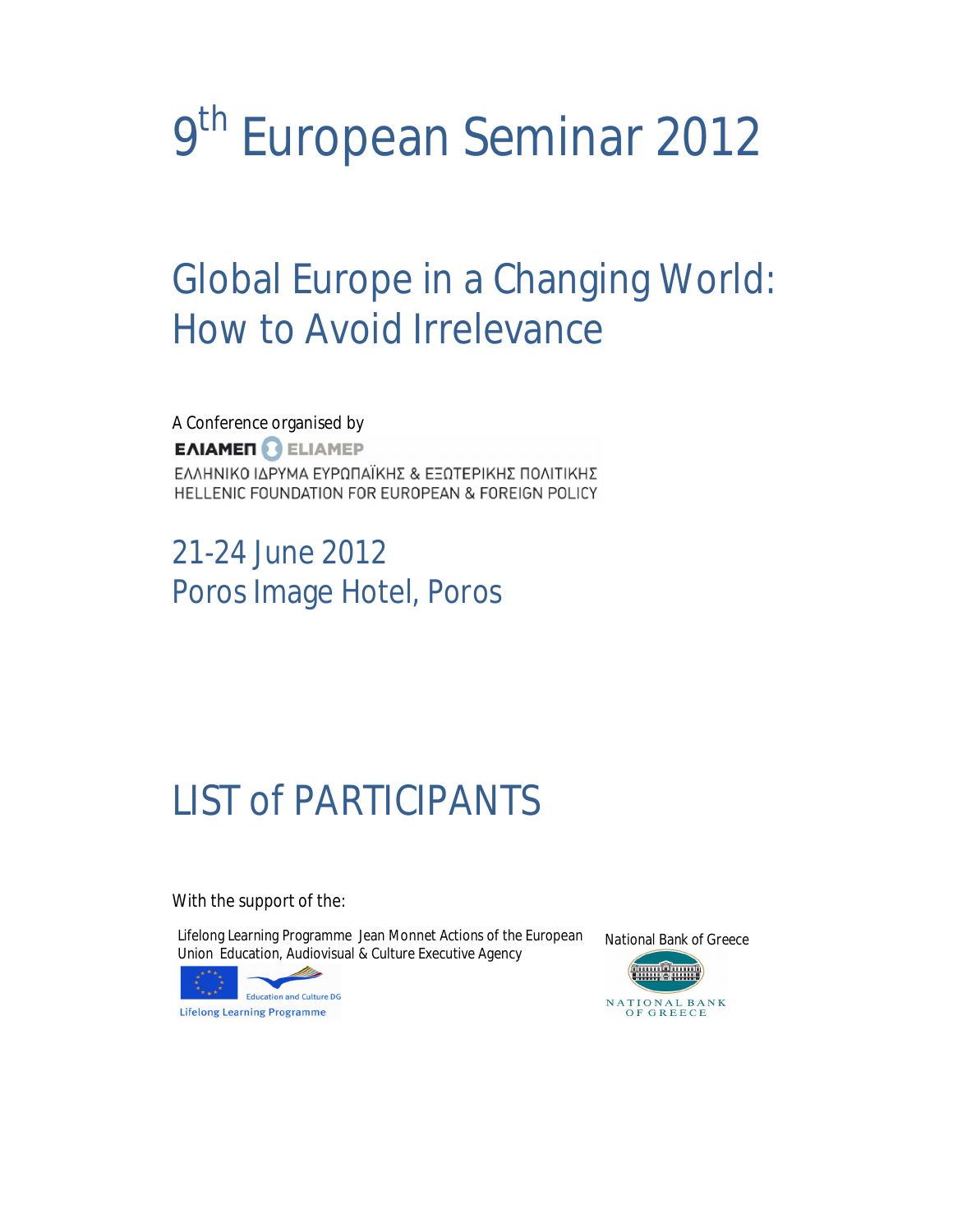# 9th European Seminar 2012

## Global Europe in a Changing World: How to Avoid Irrelevance

A Conference organised by

ΕΛΙΑΜΕΠ ELIAMEP

ΕΛΛΗΝΙΚΟ ΙΔΡΥΜΑ ΕΥΡΩΠΑΪΚΗΣ & ΕΞΩΤΕΡΙΚΗΣ ΠΟΛΙΤΙΚΗΣ

HELLENIC FOUNDATION FOR EUROPEAN & FOREIGN POLICY

21-24 June 2012

Poros Image Hotel, Poros

## LIST of PARTICIPANTS

With the support of the:

Lifelong Learning Programme Jean Monnet Actions of the European Union Education, Audiovisual & Culture Executive Agency

Education and Culture DG

Lifelong Learning Programme

National Bank of Greece

NATIONAL BANK OF GREECE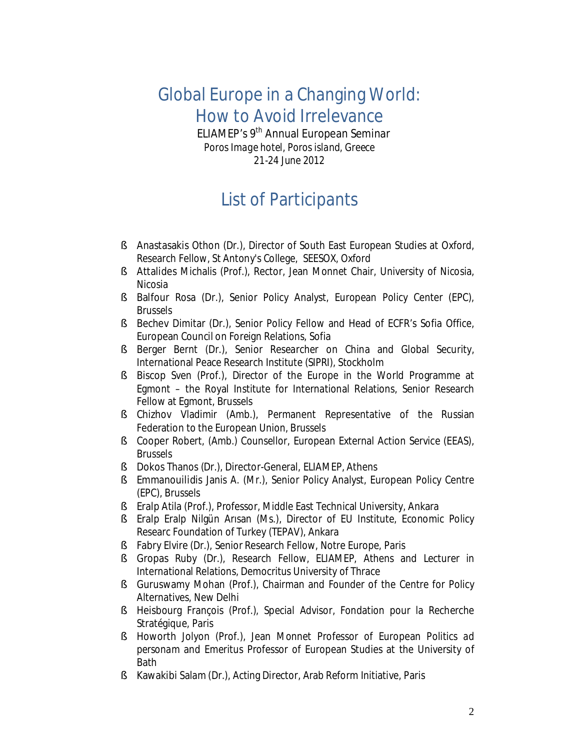# Global Europe in a Changing World: How to Avoid Irrelevance

ELIAMEP's 9th Annual European Seminar
*Poros Image hotel, Poros island, Greece*
21-24 June 2012

## List of Participants

- Anastasakis Othon (Dr.), Director of South East European Studies at Oxford, Research Fellow, St Antony's College, SEESOX, Oxford
- Attalides Michalis (Prof.), Rector, Jean Monnet Chair, University of Nicosia, Nicosia
- Balfour Rosa (Dr.), Senior Policy Analyst, European Policy Center (EPC), Brussels
- Bechev Dimitar (Dr.), Senior Policy Fellow and Head of ECFR's Sofia Office, European Council on Foreign Relations, Sofia
- Berger Bernt (Dr.), Senior Researcher on China and Global Security, International Peace Research Institute (SIPRI), Stockholm
- Biscop Sven (Prof.), Director of the Europe in the World Programme at Egmont – the Royal Institute for International Relations, Senior Research Fellow at Egmont, Brussels
- Chizhov Vladimir (Amb.), Permanent Representative of the Russian Federation to the European Union, Brussels
- Cooper Robert, (Amb.) Counsellor, European External Action Service (EEAS), Brussels
- Dokos Thanos (Dr.), Director-General, ELIAMEP, Athens
- Emmanouilidis Janis A. (Mr.), Senior Policy Analyst, European Policy Centre (EPC), Brussels
- Eralp Atila (Prof.), Professor, Middle East Technical University, Ankara
- Eralp Eralp Nilgün Arısan (Ms.), Director of EU Institute, Economic Policy Researc Foundation of Turkey (TEPAV), Ankara
- Fabry Elvire (Dr.), Senior Research Fellow, Notre Europe, Paris
- Gropas Ruby (Dr.), Research Fellow, ELIAMEP, Athens and Lecturer in International Relations, Democritus University of Thrace
- Guruswamy Mohan (Prof.), Chairman and Founder of the Centre for Policy Alternatives, New Delhi
- Heisbourg François (Prof.), Special Advisor, Fondation pour la Recherche Stratégique, Paris
- Howorth Jolyon (Prof.), Jean Monnet Professor of European Politics ad personam and Emeritus Professor of European Studies at the University of Bath
- Kawakibi Salam (Dr.), Acting Director, Arab Reform Initiative, Paris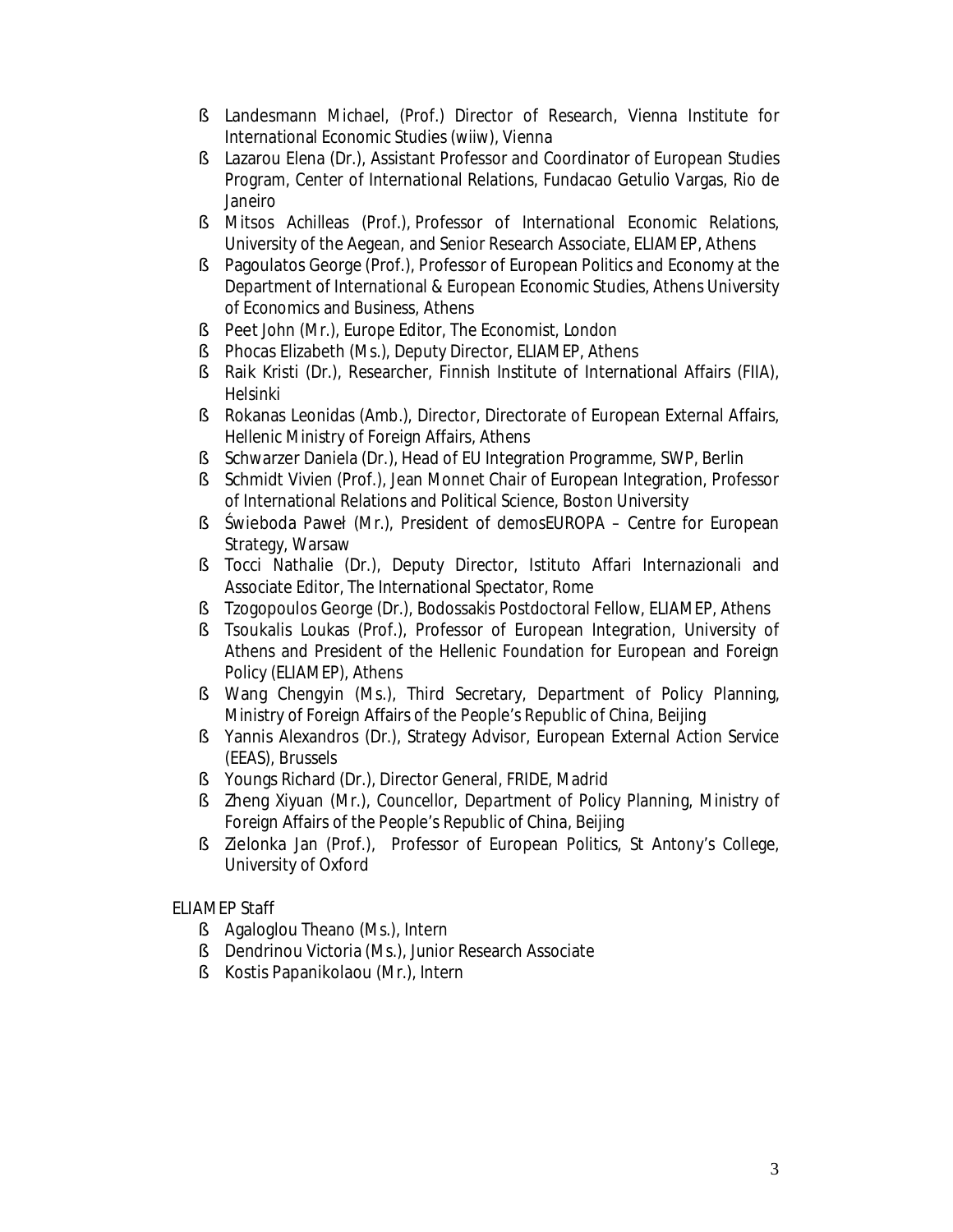- Landesmann Michael, (Prof.) Director of Research, Vienna Institute for International Economic Studies (wiiw), Vienna
- Lazarou Elena (Dr.), Assistant Professor and Coordinator of European Studies Program, Center of International Relations, Fundacao Getulio Vargas, Rio de Janeiro
- Mitsos Achilleas (Prof.), Professor of International Economic Relations, University of the Aegean, and Senior Research Associate, ELIAMEP, Athens
- Pagoulatos George (Prof.), Professor of European Politics and Economy at the Department of International & European Economic Studies, Athens University of Economics and Business, Athens
- Peet John (Mr.), Europe Editor, The Economist, London
- Phocas Elizabeth (Ms.), Deputy Director, ELIAMEP, Athens
- Raik Kristi (Dr.), Researcher, Finnish Institute of International Affairs (FIIA), Helsinki
- Rokanas Leonidas (Amb.), Director, Directorate of European External Affairs, Hellenic Ministry of Foreign Affairs, Athens
- Schwarzer Daniela (Dr.), Head of EU Integration Programme, SWP, Berlin
- Schmidt Vivien (Prof.), Jean Monnet Chair of European Integration, Professor of International Relations and Political Science, Boston University
- Świeboda Paweł (Mr.), President of demosEUROPA – Centre for European Strategy, Warsaw
- Tocci Nathalie (Dr.), Deputy Director, Istituto Affari Internazionali and Associate Editor, The International Spectator, Rome
- Tzogopoulos George (Dr.), Bodossakis Postdoctoral Fellow, ELIAMEP, Athens
- Tsoukalis Loukas (Prof.), Professor of European Integration, University of Athens and President of the Hellenic Foundation for European and Foreign Policy (ELIAMEP), Athens
- Wang Chengyin (Ms.), Third Secretary, Department of Policy Planning, Ministry of Foreign Affairs of the People's Republic of China, Beijing
- Yannis Alexandros (Dr.), Strategy Advisor, European External Action Service (EEAS), Brussels
- Youngs Richard (Dr.), Director General, FRIDE, Madrid
- Zheng Xiyuan (Mr.), Councellor, Department of Policy Planning, Ministry of Foreign Affairs of the People's Republic of China, Beijing
- Zielonka Jan (Prof.), Professor of European Politics, St Antony's College, University of Oxford

ELIAMEP Staff

- Agaloglou Theano (Ms.), Intern
- Dendrinou Victoria (Ms.), Junior Research Associate
- Kostis Papanikolaou (Mr.), Intern